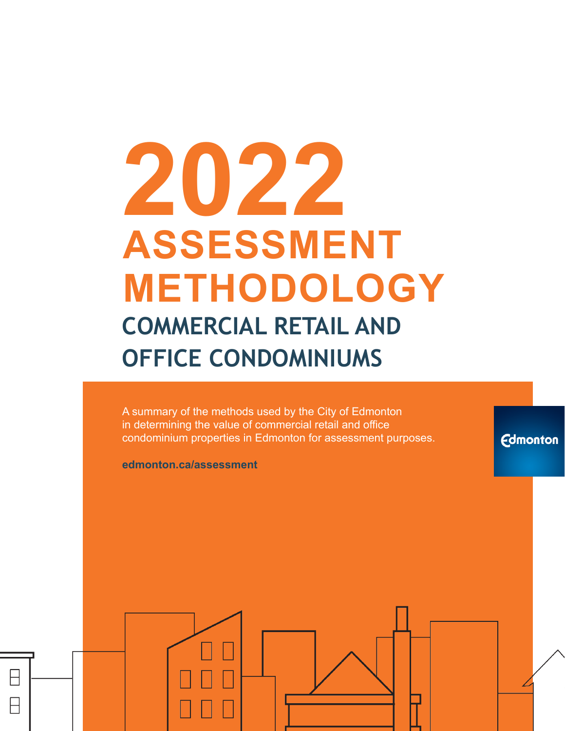# 2022 ASSESSMENT METHODOLOGY

## COMMERCIAL RETAIL AND OFFICE CONDOMINIUMS

A summary of the methods used by the City of Edmonton in determining the value of commercial retail and office condominium properties in Edmonton for assessment purposes.

**edmonton.ca/assessment**

Edmonton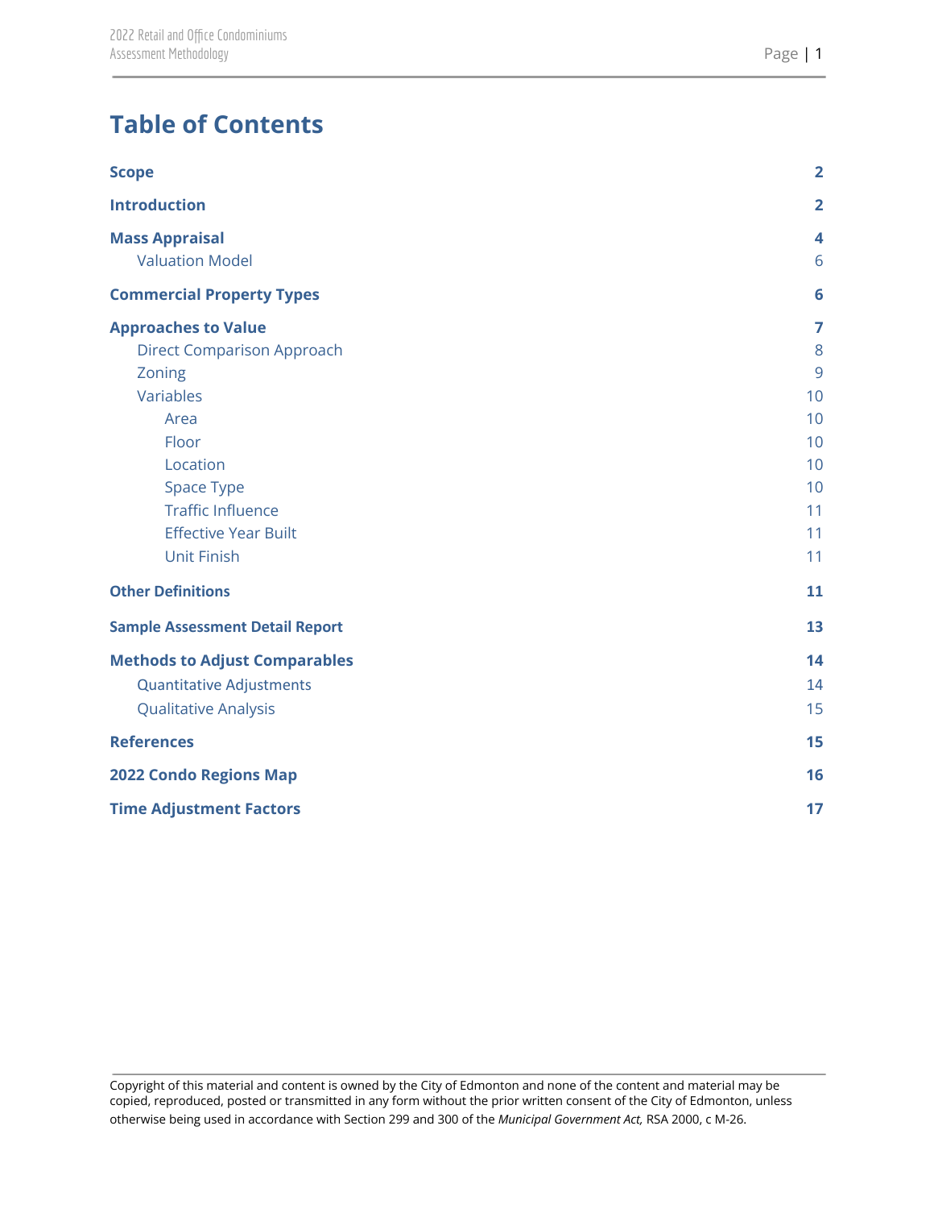# Table of Contents

| | |
|---|---|
| **Scope** | **2** |
| **Introduction** | **2** |
| **Mass Appraisal** | **4** |
| Valuation Model | 6 |
| **Commercial Property Types** | **6** |
| **Approaches to Value** | **7** |
| Direct Comparison Approach | 8 |
| Zoning | 9 |
| Variables | 10 |
| Area | 10 |
| Floor | 10 |
| Location | 10 |
| Space Type | 10 |
| Traffic Influence | 11 |
| Effective Year Built | 11 |
| Unit Finish | 11 |
| **Other Definitions** | **11** |
| **Sample Assessment Detail Report** | **13** |
| **Methods to Adjust Comparables** | **14** |
| Quantitative Adjustments | 14 |
| Qualitative Analysis | 15 |
| **References** | **15** |
| **2022 Condo Regions Map** | **16** |
| **Time Adjustment Factors** | **17** |

Copyright of this material and content is owned by the City of Edmonton and none of the content and material may be copied, reproduced, posted or transmitted in any form without the prior written consent of the City of Edmonton, unless otherwise being used in accordance with Section 299 and 300 of the *Municipal Government Act,* RSA 2000, c M-26.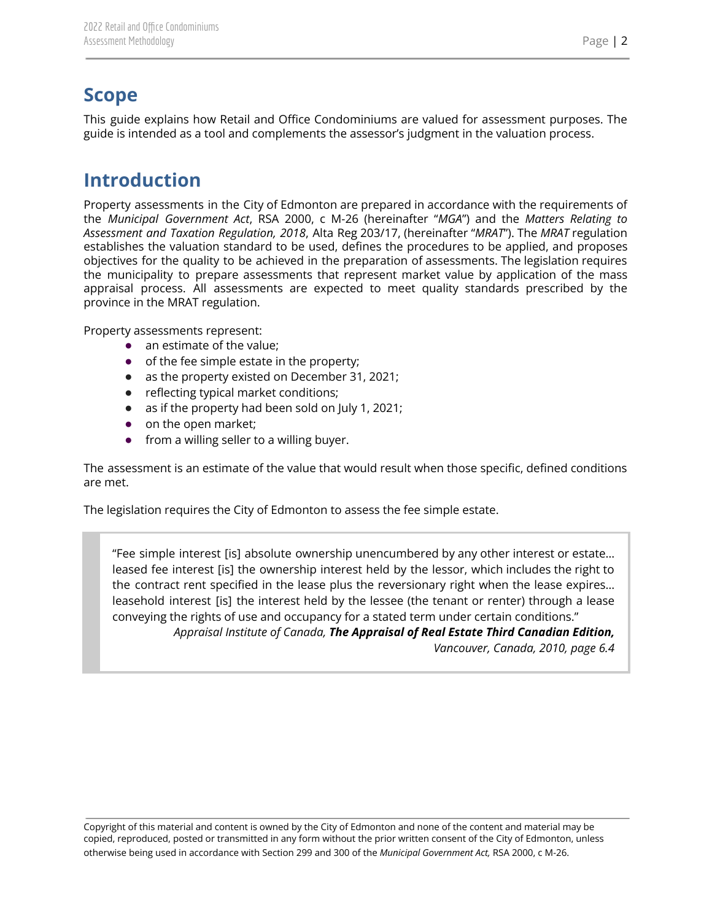## Scope

This guide explains how Retail and Office Condominiums are valued for assessment purposes. The guide is intended as a tool and complements the assessor's judgment in the valuation process.

## Introduction

Property assessments in the City of Edmonton are prepared in accordance with the requirements of the *Municipal Government Act*, RSA 2000, c M-26 (hereinafter "*MGA*") and the *Matters Relating to Assessment and Taxation Regulation, 2018*, Alta Reg 203/17, (hereinafter "*MRAT*"). The *MRAT* regulation establishes the valuation standard to be used, defines the procedures to be applied, and proposes objectives for the quality to be achieved in the preparation of assessments. The legislation requires the municipality to prepare assessments that represent market value by application of the mass appraisal process. All assessments are expected to meet quality standards prescribed by the province in the MRAT regulation.

Property assessments represent:

- an estimate of the value;
- of the fee simple estate in the property;
- as the property existed on December 31, 2021;
- reflecting typical market conditions;
- as if the property had been sold on July 1, 2021;
- on the open market;
- from a willing seller to a willing buyer.

The assessment is an estimate of the value that would result when those specific, defined conditions are met.

The legislation requires the City of Edmonton to assess the fee simple estate.

> "Fee simple interest [is] absolute ownership unencumbered by any other interest or estate… leased fee interest [is] the ownership interest held by the lessor, which includes the right to the contract rent specified in the lease plus the reversionary right when the lease expires… leasehold interest [is] the interest held by the lessee (the tenant or renter) through a lease conveying the rights of use and occupancy for a stated term under certain conditions."
>
> *Appraisal Institute of Canada, **The Appraisal of Real Estate Third Canadian Edition,** Vancouver, Canada, 2010, page 6.4*

Copyright of this material and content is owned by the City of Edmonton and none of the content and material may be copied, reproduced, posted or transmitted in any form without the prior written consent of the City of Edmonton, unless otherwise being used in accordance with Section 299 and 300 of the *Municipal Government Act,* RSA 2000, c M-26.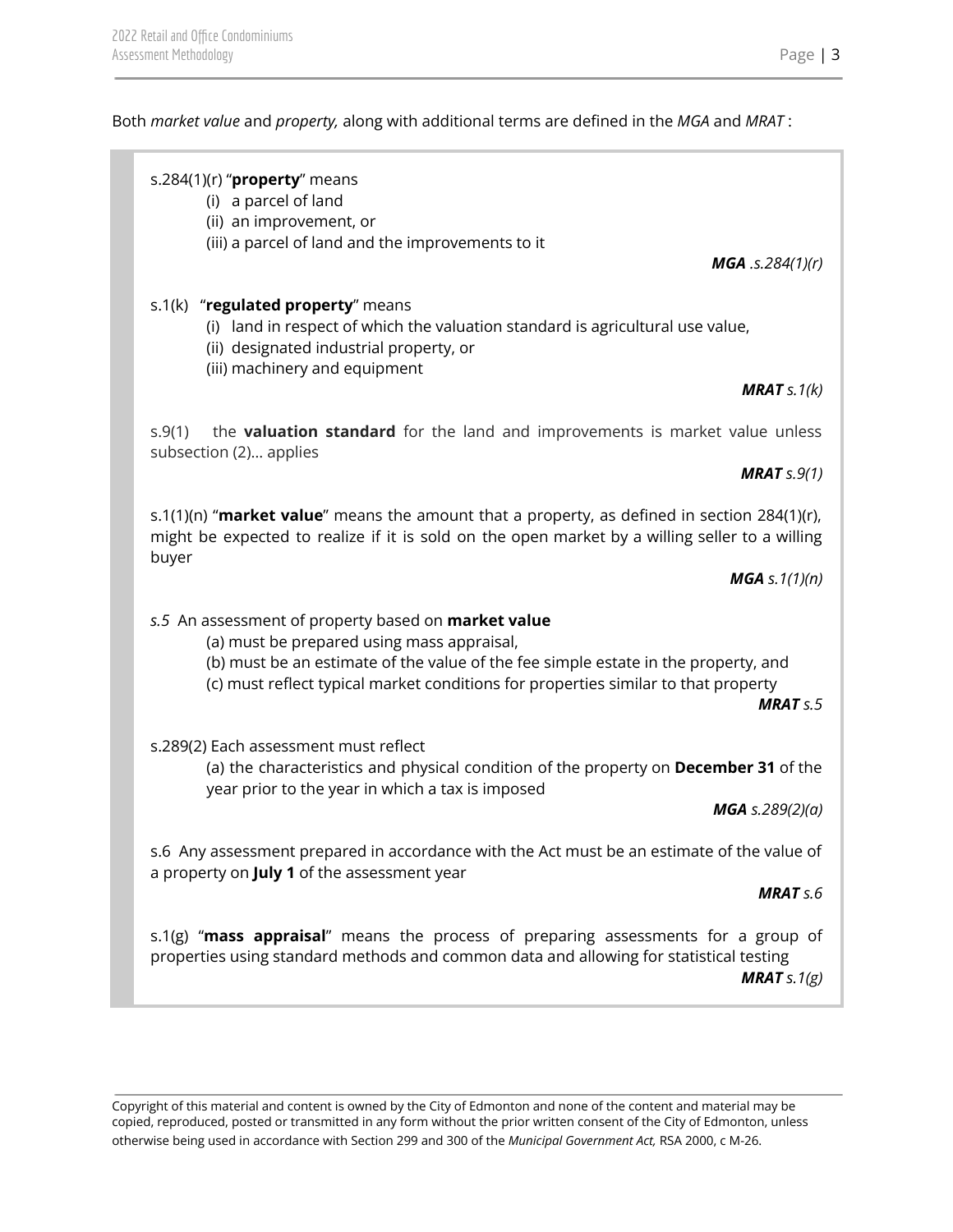Both *market value* and *property,* along with additional terms are defined in the *MGA* and *MRAT* :

> s.284(1)(r) "**property**" means
>
> (i) a parcel of land
> (ii) an improvement, or
> (iii) a parcel of land and the improvements to it
>
> ***MGA** .s.284(1)(r)*
>
> s.1(k) "**regulated property**" means
>
> (i) land in respect of which the valuation standard is agricultural use value,
> (ii) designated industrial property, or
> (iii) machinery and equipment
>
> ***MRAT** s.1(k)*
>
> s.9(1) the **valuation standard** for the land and improvements is market value unless subsection (2)… applies
>
> ***MRAT** s.9(1)*
>
> s.1(1)(n) "**market value**" means the amount that a property, as defined in section 284(1)(r), might be expected to realize if it is sold on the open market by a willing seller to a willing buyer
>
> ***MGA** s.1(1)(n)*
>
> *s.5* An assessment of property based on **market value**
>
> (a) must be prepared using mass appraisal,
> (b) must be an estimate of the value of the fee simple estate in the property, and
> (c) must reflect typical market conditions for properties similar to that property
>
> ***MRAT** s.5*
>
> s.289(2) Each assessment must reflect
>
> (a) the characteristics and physical condition of the property on **December 31** of the year prior to the year in which a tax is imposed
>
> ***MGA** s.289(2)(a)*
>
> s.6 Any assessment prepared in accordance with the Act must be an estimate of the value of a property on **July 1** of the assessment year
>
> ***MRAT** s.6*
>
> s.1(g) "**mass appraisal**" means the process of preparing assessments for a group of properties using standard methods and common data and allowing for statistical testing
>
> ***MRAT** s.1(g)*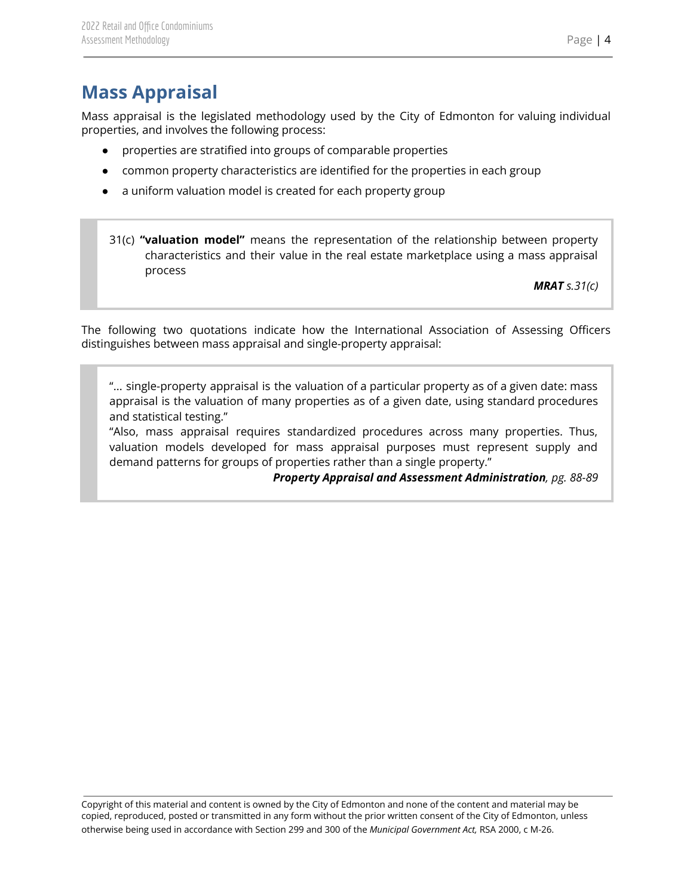# Mass Appraisal

Mass appraisal is the legislated methodology used by the City of Edmonton for valuing individual properties, and involves the following process:

- properties are stratified into groups of comparable properties
- common property characteristics are identified for the properties in each group
- a uniform valuation model is created for each property group

> 31(c) **"valuation model"** means the representation of the relationship between property characteristics and their value in the real estate marketplace using a mass appraisal process
>
> ***MRAT** s.31(c)*

The following two quotations indicate how the International Association of Assessing Officers distinguishes between mass appraisal and single-property appraisal:

> "... single-property appraisal is the valuation of a particular property as of a given date: mass appraisal is the valuation of many properties as of a given date, using standard procedures and statistical testing."
>
> "Also, mass appraisal requires standardized procedures across many properties. Thus, valuation models developed for mass appraisal purposes must represent supply and demand patterns for groups of properties rather than a single property."
>
> ***Property Appraisal and Assessment Administration**, pg. 88-89*

Copyright of this material and content is owned by the City of Edmonton and none of the content and material may be copied, reproduced, posted or transmitted in any form without the prior written consent of the City of Edmonton, unless otherwise being used in accordance with Section 299 and 300 of the *Municipal Government Act,* RSA 2000, c M-26.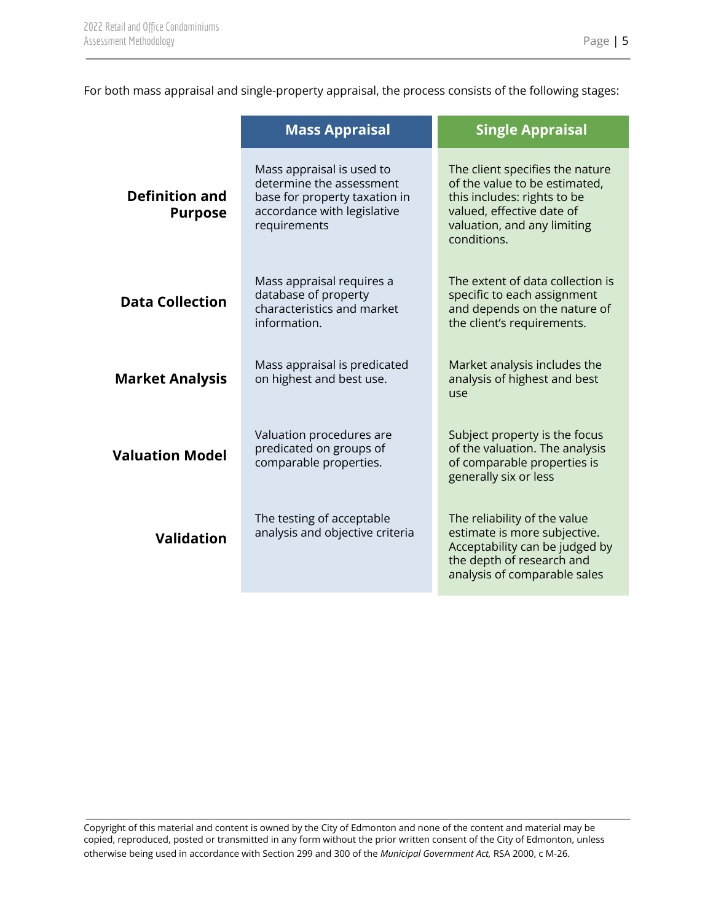For both mass appraisal and single-property appraisal, the process consists of the following stages:

| | Mass Appraisal | Single Appraisal |
|---|---|---|
| **Definition and Purpose** | Mass appraisal is used to determine the assessment base for property taxation in accordance with legislative requirements | The client specifies the nature of the value to be estimated, this includes: rights to be valued, effective date of valuation, and any limiting conditions. |
| **Data Collection** | Mass appraisal requires a database of property characteristics and market information. | The extent of data collection is specific to each assignment and depends on the nature of the client's requirements. |
| **Market Analysis** | Mass appraisal is predicated on highest and best use. | Market analysis includes the analysis of highest and best use |
| **Valuation Model** | Valuation procedures are predicated on groups of comparable properties. | Subject property is the focus of the valuation. The analysis of comparable properties is generally six or less |
| **Validation** | The testing of acceptable analysis and objective criteria | The reliability of the value estimate is more subjective. Acceptability can be judged by the depth of research and analysis of comparable sales |

Copyright of this material and content is owned by the City of Edmonton and none of the content and material may be copied, reproduced, posted or transmitted in any form without the prior written consent of the City of Edmonton, unless otherwise being used in accordance with Section 299 and 300 of the *Municipal Government Act,* RSA 2000, c M-26.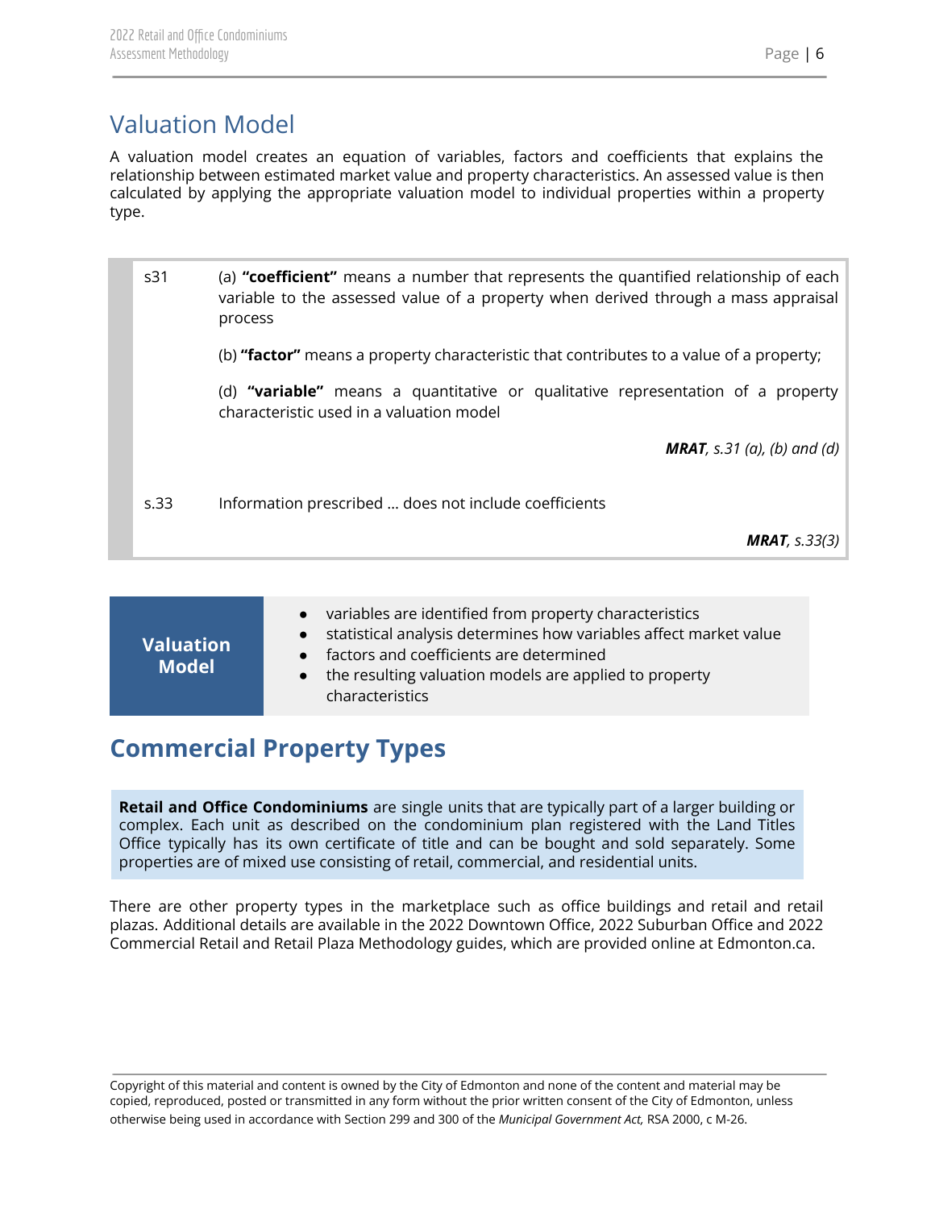## Valuation Model

A valuation model creates an equation of variables, factors and coefficients that explains the relationship between estimated market value and property characteristics. An assessed value is then calculated by applying the appropriate valuation model to individual properties within a property type.

> s31 (a) **"coefficient"** means a number that represents the quantified relationship of each variable to the assessed value of a property when derived through a mass appraisal process
>
> (b) **"factor"** means a property characteristic that contributes to a value of a property;
>
> (d) **"variable"** means a quantitative or qualitative representation of a property characteristic used in a valuation model
>
> ***MRAT****, s.31 (a), (b) and (d)*
>
> s.33 Information prescribed … does not include coefficients
>
> ***MRAT****, s.33(3)*

**Valuation Model**

- variables are identified from property characteristics
- statistical analysis determines how variables affect market value
- factors and coefficients are determined
- the resulting valuation models are applied to property characteristics

## Commercial Property Types

**Retail and Office Condominiums** are single units that are typically part of a larger building or complex. Each unit as described on the condominium plan registered with the Land Titles Office typically has its own certificate of title and can be bought and sold separately. Some properties are of mixed use consisting of retail, commercial, and residential units.

There are other property types in the marketplace such as office buildings and retail and retail plazas. Additional details are available in the 2022 Downtown Office, 2022 Suburban Office and 2022 Commercial Retail and Retail Plaza Methodology guides, which are provided online at Edmonton.ca.

Copyright of this material and content is owned by the City of Edmonton and none of the content and material may be copied, reproduced, posted or transmitted in any form without the prior written consent of the City of Edmonton, unless otherwise being used in accordance with Section 299 and 300 of the *Municipal Government Act,* RSA 2000, c M-26.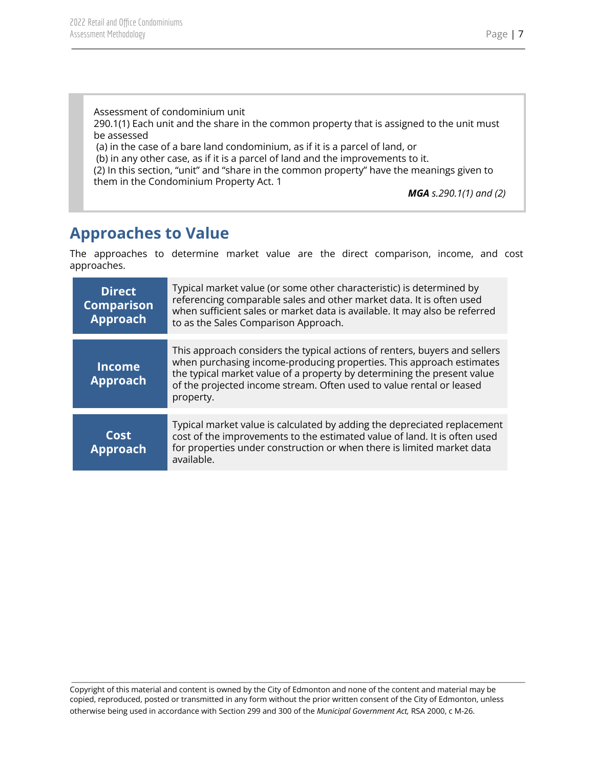> Assessment of condominium unit
> 290.1(1) Each unit and the share in the common property that is assigned to the unit must be assessed
> (a) in the case of a bare land condominium, as if it is a parcel of land, or
> (b) in any other case, as if it is a parcel of land and the improvements to it.
> (2) In this section, "unit" and "share in the common property" have the meanings given to them in the Condominium Property Act. 1
>
> ***MGA** s.290.1(1) and (2)*

## Approaches to Value

The approaches to determine market value are the direct comparison, income, and cost approaches.

| | |
|---|---|
| **Direct Comparison Approach** | Typical market value (or some other characteristic) is determined by referencing comparable sales and other market data. It is often used when sufficient sales or market data is available. It may also be referred to as the Sales Comparison Approach. |
| **Income Approach** | This approach considers the typical actions of renters, buyers and sellers when purchasing income-producing properties. This approach estimates the typical market value of a property by determining the present value of the projected income stream. Often used to value rental or leased property. |
| **Cost Approach** | Typical market value is calculated by adding the depreciated replacement cost of the improvements to the estimated value of land. It is often used for properties under construction or when there is limited market data available. |

Copyright of this material and content is owned by the City of Edmonton and none of the content and material may be copied, reproduced, posted or transmitted in any form without the prior written consent of the City of Edmonton, unless otherwise being used in accordance with Section 299 and 300 of the *Municipal Government Act,* RSA 2000, c M-26.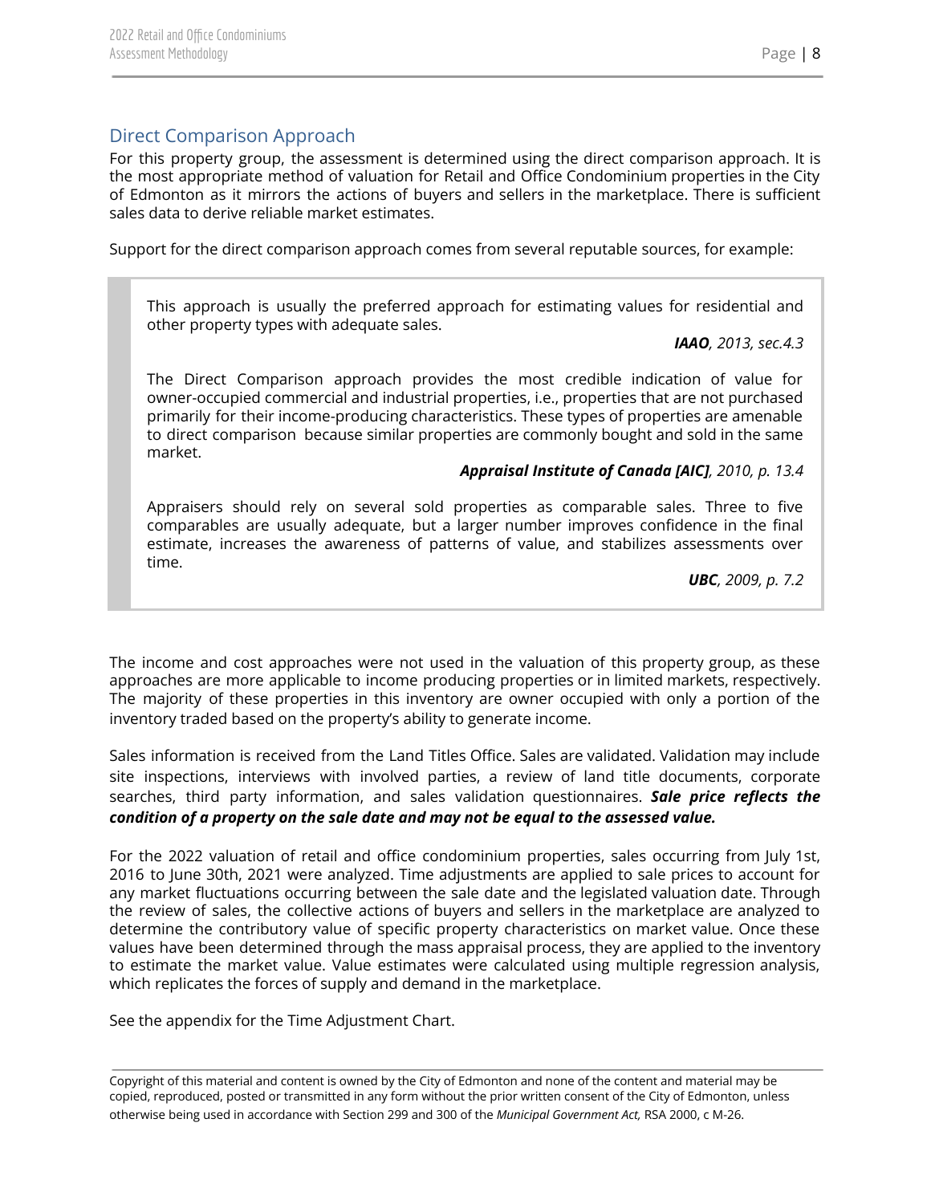## Direct Comparison Approach

For this property group, the assessment is determined using the direct comparison approach. It is the most appropriate method of valuation for Retail and Office Condominium properties in the City of Edmonton as it mirrors the actions of buyers and sellers in the marketplace. There is sufficient sales data to derive reliable market estimates.

Support for the direct comparison approach comes from several reputable sources, for example:

> This approach is usually the preferred approach for estimating values for residential and other property types with adequate sales.
>
> ***IAAO**, 2013, sec.4.3*
>
> The Direct Comparison approach provides the most credible indication of value for owner-occupied commercial and industrial properties, i.e., properties that are not purchased primarily for their income-producing characteristics. These types of properties are amenable to direct comparison because similar properties are commonly bought and sold in the same market.
>
> ***Appraisal Institute of Canada [AIC]**, 2010, p. 13.4*
>
> Appraisers should rely on several sold properties as comparable sales. Three to five comparables are usually adequate, but a larger number improves confidence in the final estimate, increases the awareness of patterns of value, and stabilizes assessments over time.
>
> ***UBC**, 2009, p. 7.2*

The income and cost approaches were not used in the valuation of this property group, as these approaches are more applicable to income producing properties or in limited markets, respectively. The majority of these properties in this inventory are owner occupied with only a portion of the inventory traded based on the property's ability to generate income.

Sales information is received from the Land Titles Office. Sales are validated. Validation may include site inspections, interviews with involved parties, a review of land title documents, corporate searches, third party information, and sales validation questionnaires. ***Sale price reflects the condition of a property on the sale date and may not be equal to the assessed value.***

For the 2022 valuation of retail and office condominium properties, sales occurring from July 1st, 2016 to June 30th, 2021 were analyzed. Time adjustments are applied to sale prices to account for any market fluctuations occurring between the sale date and the legislated valuation date. Through the review of sales, the collective actions of buyers and sellers in the marketplace are analyzed to determine the contributory value of specific property characteristics on market value. Once these values have been determined through the mass appraisal process, they are applied to the inventory to estimate the market value. Value estimates were calculated using multiple regression analysis, which replicates the forces of supply and demand in the marketplace.

See the appendix for the Time Adjustment Chart.

Copyright of this material and content is owned by the City of Edmonton and none of the content and material may be copied, reproduced, posted or transmitted in any form without the prior written consent of the City of Edmonton, unless otherwise being used in accordance with Section 299 and 300 of the *Municipal Government Act,* RSA 2000, c M-26.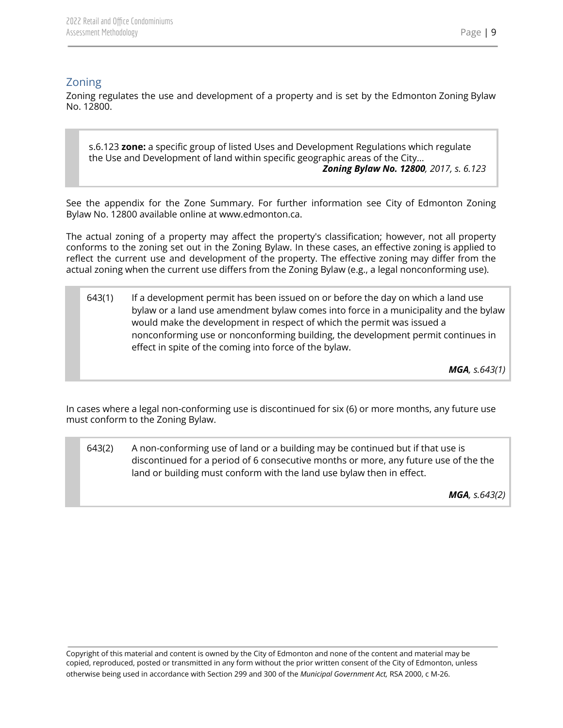## Zoning

Zoning regulates the use and development of a property and is set by the Edmonton Zoning Bylaw No. 12800.

> s.6.123 **zone:** a specific group of listed Uses and Development Regulations which regulate the Use and Development of land within specific geographic areas of the City...
>
> ***Zoning Bylaw No. 12800****, 2017, s. 6.123*

See the appendix for the Zone Summary. For further information see City of Edmonton Zoning Bylaw No. 12800 available online at www.edmonton.ca.

The actual zoning of a property may affect the property's classification; however, not all property conforms to the zoning set out in the Zoning Bylaw. In these cases, an effective zoning is applied to reflect the current use and development of the property. The effective zoning may differ from the actual zoning when the current use differs from the Zoning Bylaw (e.g., a legal nonconforming use).

> 643(1) If a development permit has been issued on or before the day on which a land use bylaw or a land use amendment bylaw comes into force in a municipality and the bylaw would make the development in respect of which the permit was issued a nonconforming use or nonconforming building, the development permit continues in effect in spite of the coming into force of the bylaw.
>
> ***MGA****, s.643(1)*

In cases where a legal non-conforming use is discontinued for six (6) or more months, any future use must conform to the Zoning Bylaw.

> 643(2) A non-conforming use of land or a building may be continued but if that use is discontinued for a period of 6 consecutive months or more, any future use of the the land or building must conform with the land use bylaw then in effect.
>
> ***MGA****, s.643(2)*

Copyright of this material and content is owned by the City of Edmonton and none of the content and material may be copied, reproduced, posted or transmitted in any form without the prior written consent of the City of Edmonton, unless otherwise being used in accordance with Section 299 and 300 of the *Municipal Government Act,* RSA 2000, c M-26.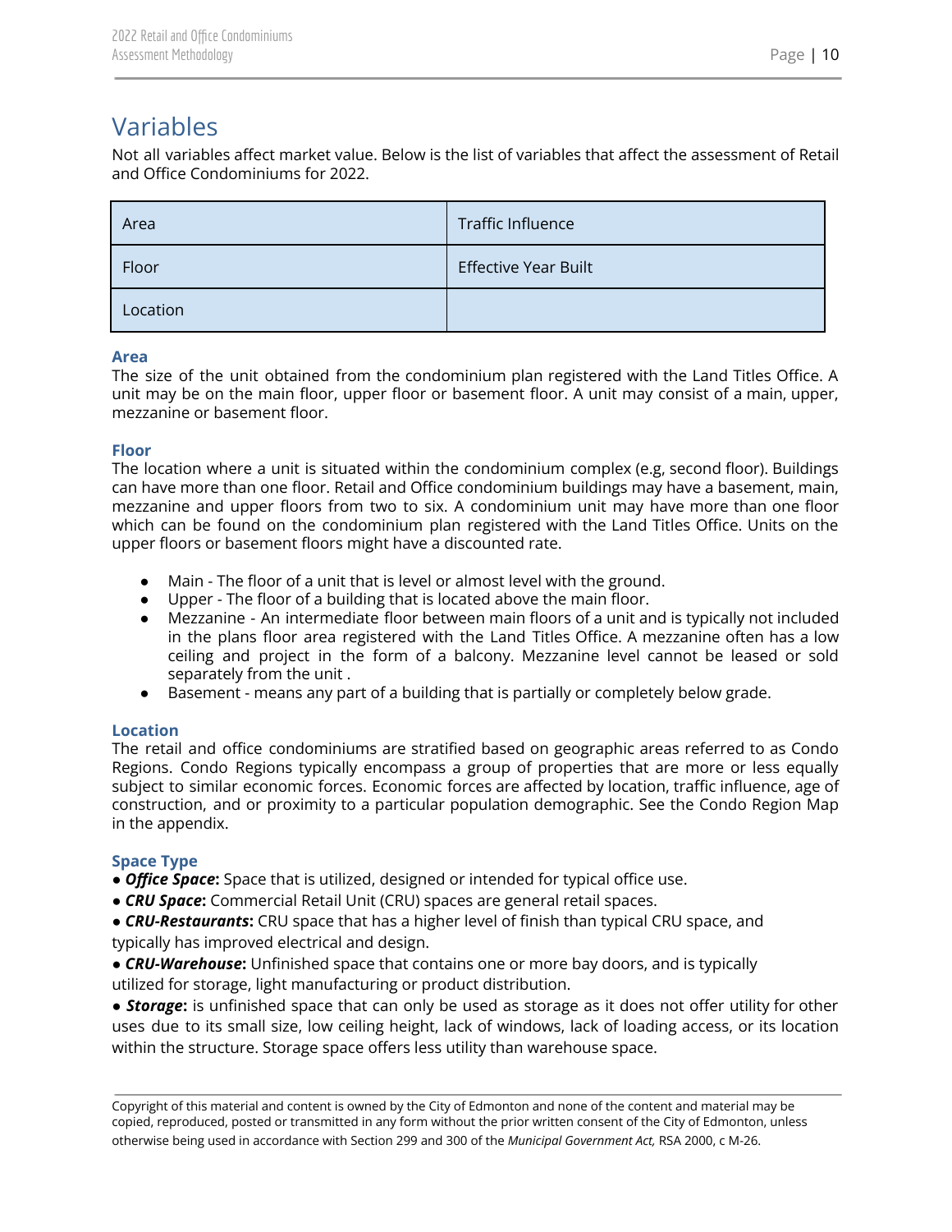## Variables

Not all variables affect market value. Below is the list of variables that affect the assessment of Retail and Office Condominiums for 2022.

| Area | Traffic Influence |
|---|---|
| Floor | Effective Year Built |
| Location | |

### Area

The size of the unit obtained from the condominium plan registered with the Land Titles Office. A unit may be on the main floor, upper floor or basement floor. A unit may consist of a main, upper, mezzanine or basement floor.

### Floor

The location where a unit is situated within the condominium complex (e.g, second floor). Buildings can have more than one floor. Retail and Office condominium buildings may have a basement, main, mezzanine and upper floors from two to six. A condominium unit may have more than one floor which can be found on the condominium plan registered with the Land Titles Office. Units on the upper floors or basement floors might have a discounted rate.

- Main - The floor of a unit that is level or almost level with the ground.
- Upper - The floor of a building that is located above the main floor.
- Mezzanine - An intermediate floor between main floors of a unit and is typically not included in the plans floor area registered with the Land Titles Office. A mezzanine often has a low ceiling and project in the form of a balcony. Mezzanine level cannot be leased or sold separately from the unit .
- Basement - means any part of a building that is partially or completely below grade.

### Location

The retail and office condominiums are stratified based on geographic areas referred to as Condo Regions. Condo Regions typically encompass a group of properties that are more or less equally subject to similar economic forces. Economic forces are affected by location, traffic influence, age of construction, and or proximity to a particular population demographic. See the Condo Region Map in the appendix.

### Space Type

- ***Office Space*****:** Space that is utilized, designed or intended for typical office use.
- ***CRU Space*****:** Commercial Retail Unit (CRU) spaces are general retail spaces.
- ***CRU-Restaurants*****:** CRU space that has a higher level of finish than typical CRU space, and typically has improved electrical and design.
- ***CRU-Warehouse*****:** Unfinished space that contains one or more bay doors, and is typically utilized for storage, light manufacturing or product distribution.
- ***Storage*****:** is unfinished space that can only be used as storage as it does not offer utility for other uses due to its small size, low ceiling height, lack of windows, lack of loading access, or its location within the structure. Storage space offers less utility than warehouse space.

Copyright of this material and content is owned by the City of Edmonton and none of the content and material may be copied, reproduced, posted or transmitted in any form without the prior written consent of the City of Edmonton, unless otherwise being used in accordance with Section 299 and 300 of the *Municipal Government Act,* RSA 2000, c M-26.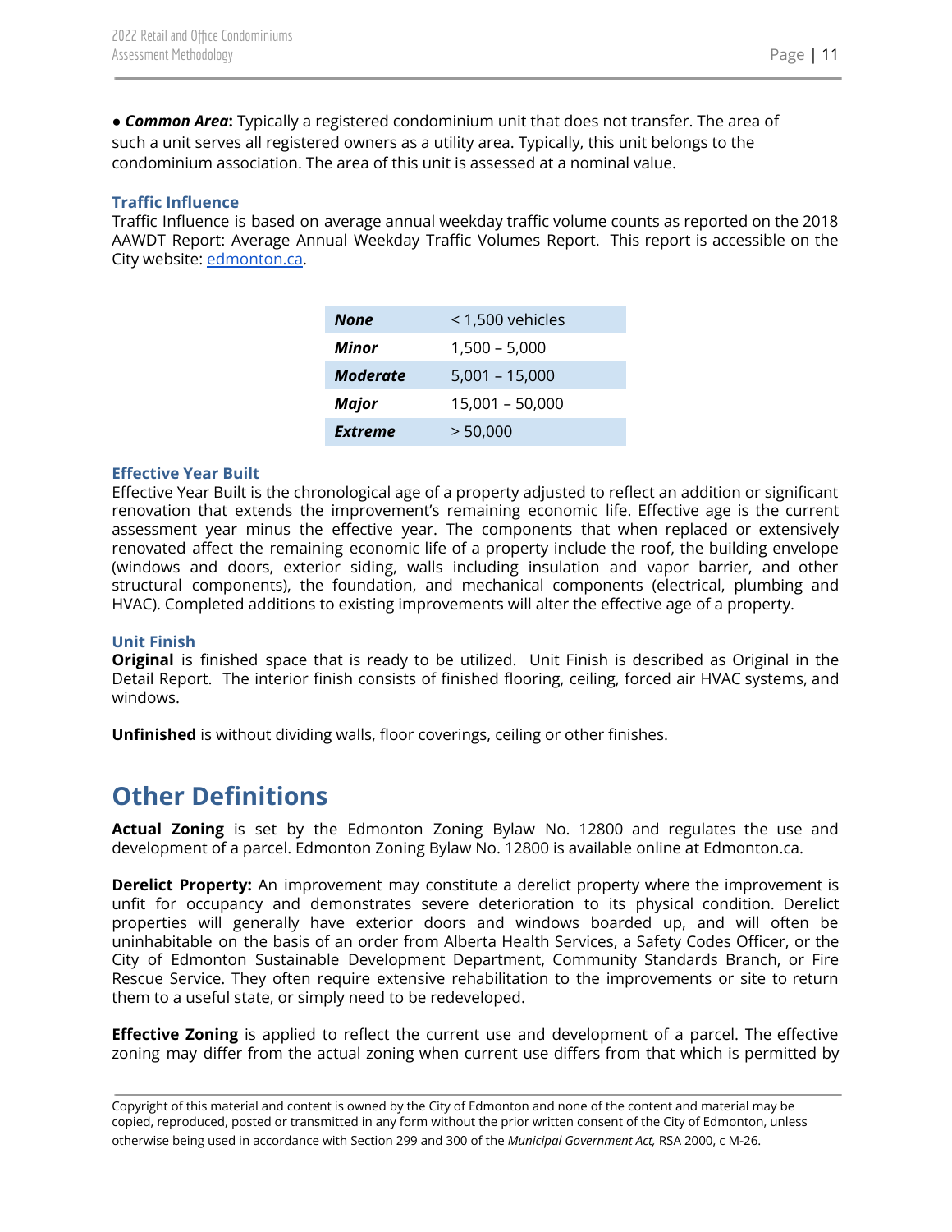- ***Common Area*:** Typically a registered condominium unit that does not transfer. The area of such a unit serves all registered owners as a utility area. Typically, this unit belongs to the condominium association. The area of this unit is assessed at a nominal value.

### Traffic Influence

Traffic Influence is based on average annual weekday traffic volume counts as reported on the 2018 AAWDT Report: Average Annual Weekday Traffic Volumes Report. This report is accessible on the City website: edmonton.ca.

| | |
|---|---|
| ***None*** | < 1,500 vehicles |
| ***Minor*** | 1,500 – 5,000 |
| ***Moderate*** | 5,001 – 15,000 |
| ***Major*** | 15,001 – 50,000 |
| ***Extreme*** | > 50,000 |

### Effective Year Built

Effective Year Built is the chronological age of a property adjusted to reflect an addition or significant renovation that extends the improvement's remaining economic life. Effective age is the current assessment year minus the effective year. The components that when replaced or extensively renovated affect the remaining economic life of a property include the roof, the building envelope (windows and doors, exterior siding, walls including insulation and vapor barrier, and other structural components), the foundation, and mechanical components (electrical, plumbing and HVAC). Completed additions to existing improvements will alter the effective age of a property.

### Unit Finish

**Original** is finished space that is ready to be utilized. Unit Finish is described as Original in the Detail Report. The interior finish consists of finished flooring, ceiling, forced air HVAC systems, and windows.

**Unfinished** is without dividing walls, floor coverings, ceiling or other finishes.

## Other Definitions

**Actual Zoning** is set by the Edmonton Zoning Bylaw No. 12800 and regulates the use and development of a parcel. Edmonton Zoning Bylaw No. 12800 is available online at Edmonton.ca.

**Derelict Property:** An improvement may constitute a derelict property where the improvement is unfit for occupancy and demonstrates severe deterioration to its physical condition. Derelict properties will generally have exterior doors and windows boarded up, and will often be uninhabitable on the basis of an order from Alberta Health Services, a Safety Codes Officer, or the City of Edmonton Sustainable Development Department, Community Standards Branch, or Fire Rescue Service. They often require extensive rehabilitation to the improvements or site to return them to a useful state, or simply need to be redeveloped.

**Effective Zoning** is applied to reflect the current use and development of a parcel. The effective zoning may differ from the actual zoning when current use differs from that which is permitted by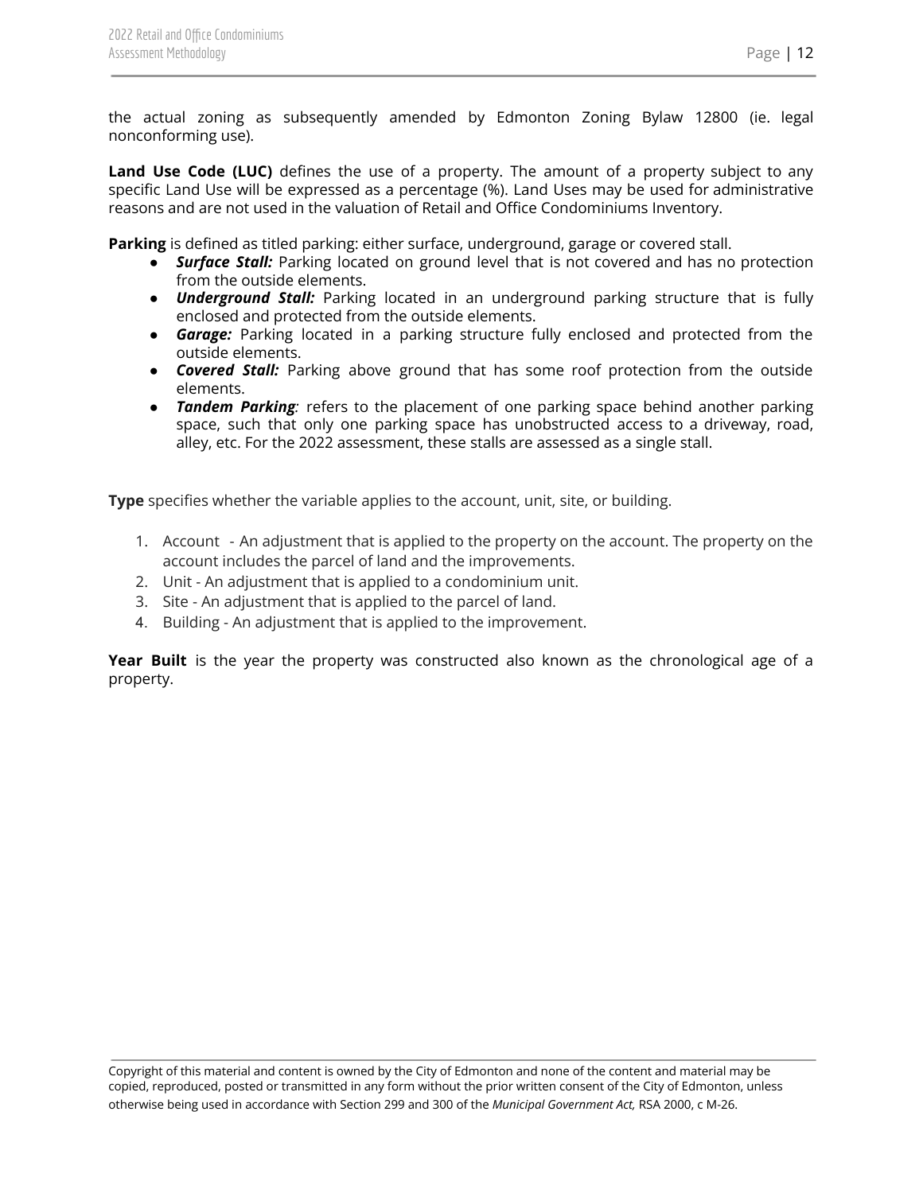the actual zoning as subsequently amended by Edmonton Zoning Bylaw 12800 (ie. legal nonconforming use).

**Land Use Code (LUC)** defines the use of a property. The amount of a property subject to any specific Land Use will be expressed as a percentage (%). Land Uses may be used for administrative reasons and are not used in the valuation of Retail and Office Condominiums Inventory.

**Parking** is defined as titled parking: either surface, underground, garage or covered stall.

- ***Surface Stall:*** Parking located on ground level that is not covered and has no protection from the outside elements.
- ***Underground Stall:*** Parking located in an underground parking structure that is fully enclosed and protected from the outside elements.
- ***Garage:*** Parking located in a parking structure fully enclosed and protected from the outside elements.
- ***Covered Stall:*** Parking above ground that has some roof protection from the outside elements.
- ***Tandem Parking****:* refers to the placement of one parking space behind another parking space, such that only one parking space has unobstructed access to a driveway, road, alley, etc. For the 2022 assessment, these stalls are assessed as a single stall.

**Type** specifies whether the variable applies to the account, unit, site, or building.

1. Account - An adjustment that is applied to the property on the account. The property on the account includes the parcel of land and the improvements.
2. Unit - An adjustment that is applied to a condominium unit.
3. Site - An adjustment that is applied to the parcel of land.
4. Building - An adjustment that is applied to the improvement.

**Year Built** is the year the property was constructed also known as the chronological age of a property.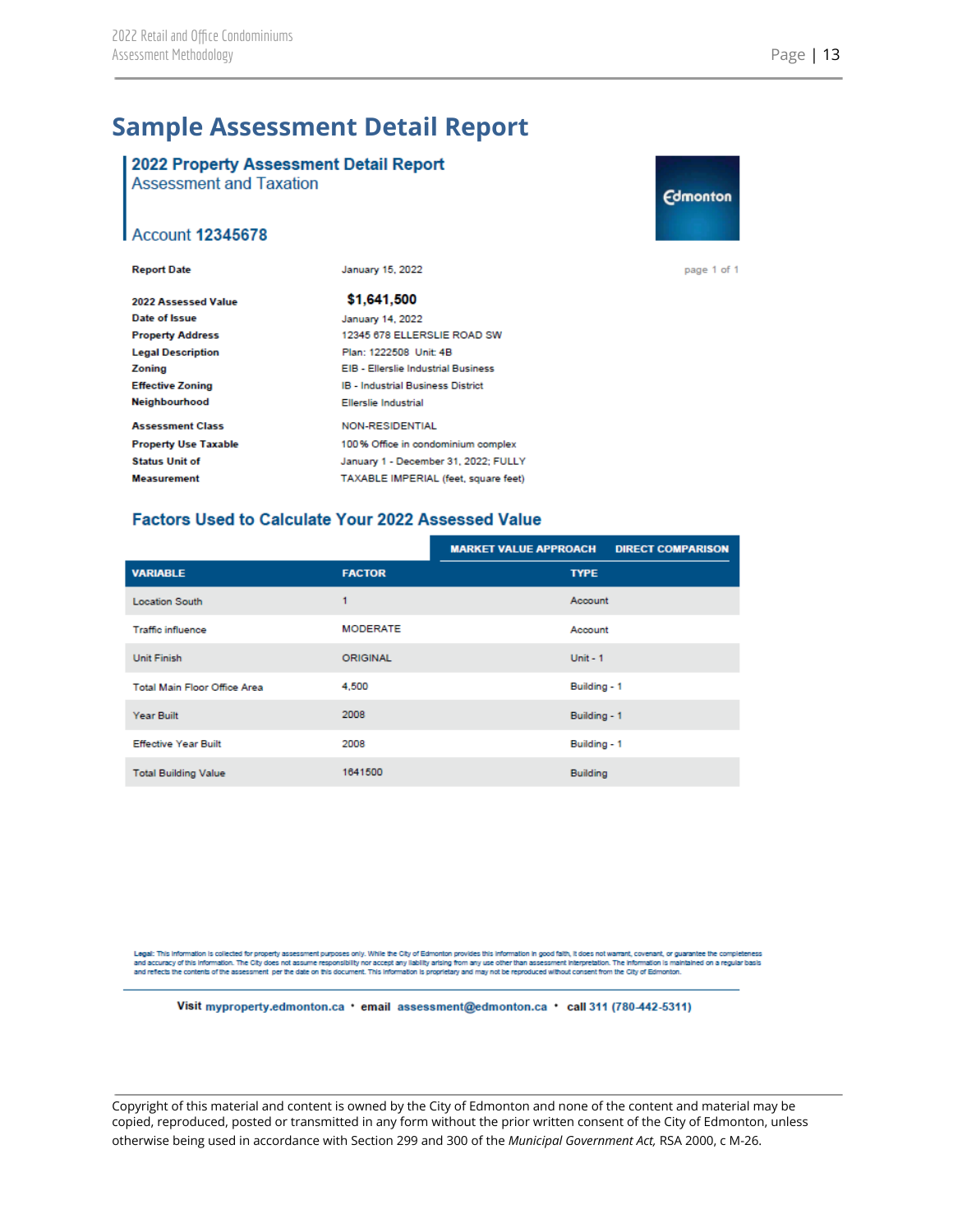# Sample Assessment Detail Report

## 2022 Property Assessment Detail Report

Assessment and Taxation

Edmonton

### Account 12345678

| | | |
|---|---|---|
| **Report Date** | January 15, 2022 | page 1 of 1 |
| **2022 Assessed Value** | **$1,641,500** | |
| **Date of Issue** | January 14, 2022 | |
| **Property Address** | 12345 678 ELLERSLIE ROAD SW | |
| **Legal Description** | Plan: 1222508 Unit: 4B | |
| **Zoning** | EIB - Ellerslie Industrial Business | |
| **Effective Zoning** | IB - Industrial Business District | |
| **Neighbourhood** | Ellerslie Industrial | |
| **Assessment Class** | NON-RESIDENTIAL | |
| **Property Use Taxable** | 100% Office in condominium complex | |
| **Status Unit of** | January 1 - December 31, 2022; FULLY | |
| **Measurement** | TAXABLE IMPERIAL (feet, square feet) | |

### Factors Used to Calculate Your 2022 Assessed Value

| | | MARKET VALUE APPROACH DIRECT COMPARISON |
|---|---|---|
| **VARIABLE** | **FACTOR** | **TYPE** |
| Location South | 1 | Account |
| Traffic influence | MODERATE | Account |
| Unit Finish | ORIGINAL | Unit - 1 |
| Total Main Floor Office Area | 4,500 | Building - 1 |
| Year Built | 2008 | Building - 1 |
| Effective Year Built | 2008 | Building - 1 |
| Total Building Value | 1641500 | Building |

Legal: This information is collected for property assessment purposes only. While the City of Edmonton provides this information in good faith, it does not warrant, covenant, or guarantee the completeness and accuracy of this information. The City does not assume responsibility nor accept any liability arising from any use other than assessment interpretation. The information is maintained on a regular basis and reflects the contents of the assessment per the date on this document. This information is proprietary and may not be reproduced without consent from the City of Edmonton.

Visit myproperty.edmonton.ca • email assessment@edmonton.ca • call 311 (780-442-5311)

Copyright of this material and content is owned by the City of Edmonton and none of the content and material may be copied, reproduced, posted or transmitted in any form without the prior written consent of the City of Edmonton, unless otherwise being used in accordance with Section 299 and 300 of the *Municipal Government Act,* RSA 2000, c M-26.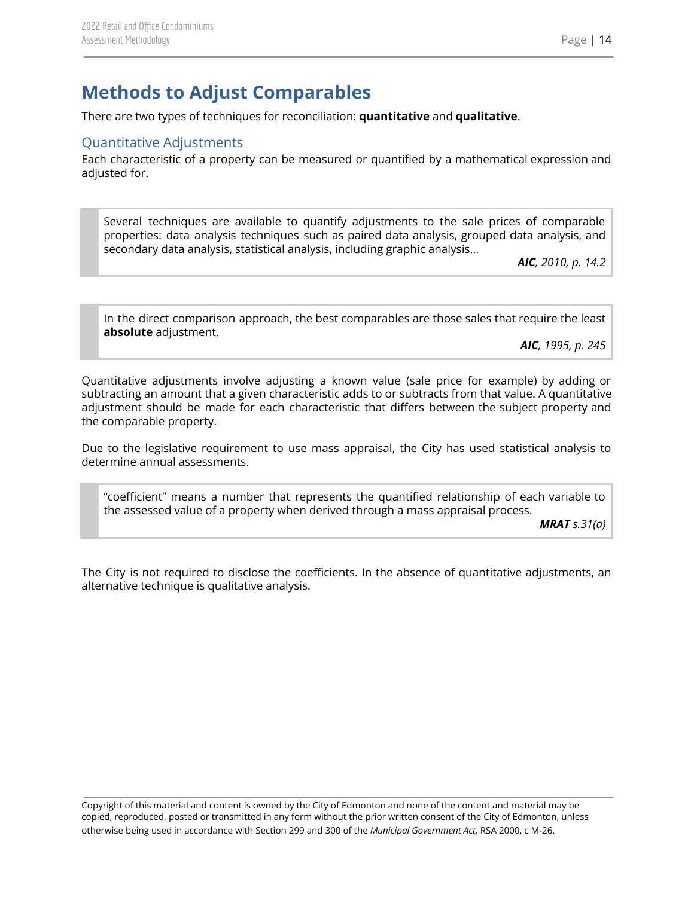# Methods to Adjust Comparables

There are two types of techniques for reconciliation: **quantitative** and **qualitative**.

## Quantitative Adjustments

Each characteristic of a property can be measured or quantified by a mathematical expression and adjusted for.

> Several techniques are available to quantify adjustments to the sale prices of comparable properties: data analysis techniques such as paired data analysis, grouped data analysis, and secondary data analysis, statistical analysis, including graphic analysis...
>
> ***AIC**, 2010, p. 14.2*

> In the direct comparison approach, the best comparables are those sales that require the least **absolute** adjustment.
>
> ***AIC**, 1995, p. 245*

Quantitative adjustments involve adjusting a known value (sale price for example) by adding or subtracting an amount that a given characteristic adds to or subtracts from that value. A quantitative adjustment should be made for each characteristic that differs between the subject property and the comparable property.

Due to the legislative requirement to use mass appraisal, the City has used statistical analysis to determine annual assessments.

> "coefficient" means a number that represents the quantified relationship of each variable to the assessed value of a property when derived through a mass appraisal process.
>
> ***MRAT** s.31(a)*

The City is not required to disclose the coefficients. In the absence of quantitative adjustments, an alternative technique is qualitative analysis.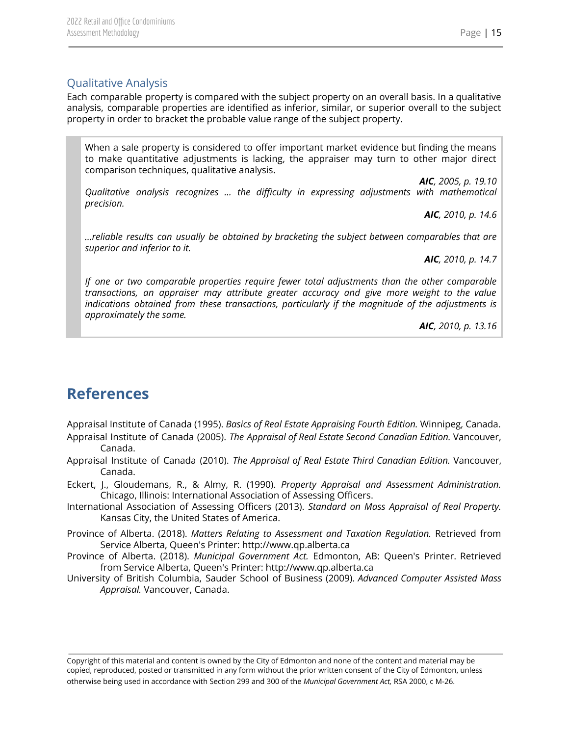### Qualitative Analysis

Each comparable property is compared with the subject property on an overall basis. In a qualitative analysis, comparable properties are identified as inferior, similar, or superior overall to the subject property in order to bracket the probable value range of the subject property.

> When a sale property is considered to offer important market evidence but finding the means to make quantitative adjustments is lacking, the appraiser may turn to other major direct comparison techniques, qualitative analysis.
>
> ***AIC**, 2005, p. 19.10*
>
> *Qualitative analysis recognizes … the difficulty in expressing adjustments with mathematical precision.*
>
> ***AIC**, 2010, p. 14.6*
>
> *…reliable results can usually be obtained by bracketing the subject between comparables that are superior and inferior to it.*
>
> ***AIC**, 2010, p. 14.7*
>
> *If one or two comparable properties require fewer total adjustments than the other comparable transactions, an appraiser may attribute greater accuracy and give more weight to the value indications obtained from these transactions, particularly if the magnitude of the adjustments is approximately the same.*
>
> ***AIC**, 2010, p. 13.16*

# References

Appraisal Institute of Canada (1995). *Basics of Real Estate Appraising Fourth Edition.* Winnipeg, Canada.

Appraisal Institute of Canada (2005). *The Appraisal of Real Estate Second Canadian Edition.* Vancouver, Canada.

Appraisal Institute of Canada (2010). *The Appraisal of Real Estate Third Canadian Edition.* Vancouver, Canada.

Eckert, J., Gloudemans, R., & Almy, R. (1990). *Property Appraisal and Assessment Administration.* Chicago, Illinois: International Association of Assessing Officers.

International Association of Assessing Officers (2013). *Standard on Mass Appraisal of Real Property.* Kansas City, the United States of America.

Province of Alberta. (2018). *Matters Relating to Assessment and Taxation Regulation.* Retrieved from Service Alberta, Queen's Printer: http://www.qp.alberta.ca

Province of Alberta. (2018). *Municipal Government Act.* Edmonton, AB: Queen's Printer. Retrieved from Service Alberta, Queen's Printer: http://www.qp.alberta.ca

University of British Columbia, Sauder School of Business (2009). *Advanced Computer Assisted Mass Appraisal.* Vancouver, Canada.

Copyright of this material and content is owned by the City of Edmonton and none of the content and material may be copied, reproduced, posted or transmitted in any form without the prior written consent of the City of Edmonton, unless otherwise being used in accordance with Section 299 and 300 of the *Municipal Government Act,* RSA 2000, c M-26.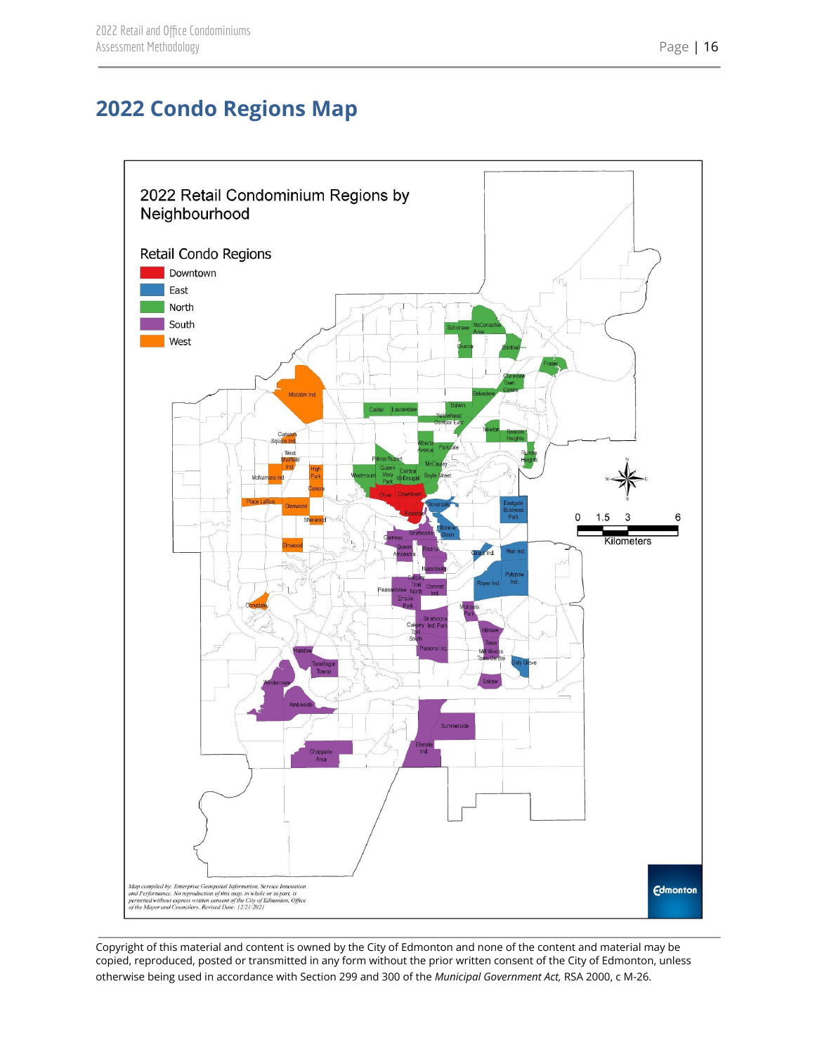## 2022 Condo Regions Map

2022 Retail Condominium Regions by Neighbourhood

Retail Condo Regions

- Downtown
- East
- North
- South
- West

Map compiled by: Enterprise Geospatial Information, Service Innovation and Performance. No reproduction of this map, in whole or in part, is permitted without express written consent of the City of Edmonton, Office of the Mayor and Councilors. Revised Date: 12/21/2021

---

Copyright of this material and content is owned by the City of Edmonton and none of the content and material may be copied, reproduced, posted or transmitted in any form without the prior written consent of the City of Edmonton, unless otherwise being used in accordance with Section 299 and 300 of the *Municipal Government Act,* RSA 2000, c M-26.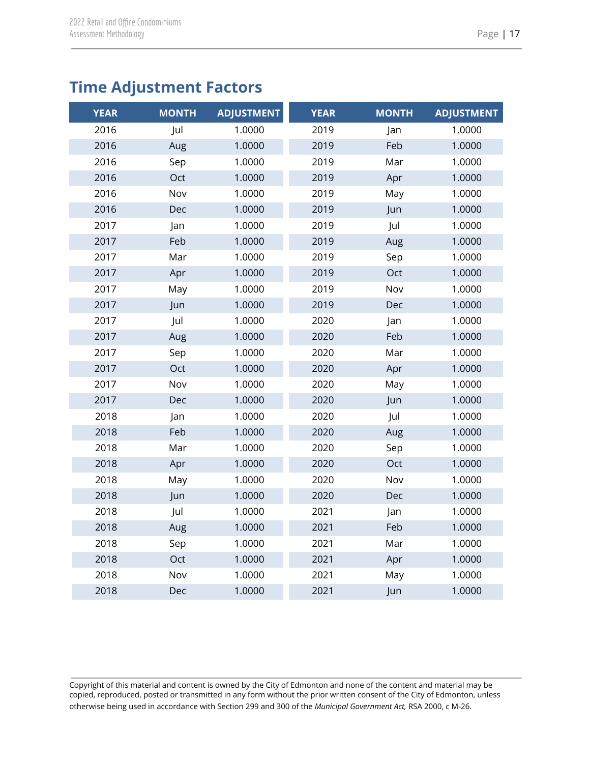## Time Adjustment Factors

| YEAR | MONTH | ADJUSTMENT | YEAR | MONTH | ADJUSTMENT |
|---|---|---|---|---|---|
| 2016 | Jul | 1.0000 | 2019 | Jan | 1.0000 |
| 2016 | Aug | 1.0000 | 2019 | Feb | 1.0000 |
| 2016 | Sep | 1.0000 | 2019 | Mar | 1.0000 |
| 2016 | Oct | 1.0000 | 2019 | Apr | 1.0000 |
| 2016 | Nov | 1.0000 | 2019 | May | 1.0000 |
| 2016 | Dec | 1.0000 | 2019 | Jun | 1.0000 |
| 2017 | Jan | 1.0000 | 2019 | Jul | 1.0000 |
| 2017 | Feb | 1.0000 | 2019 | Aug | 1.0000 |
| 2017 | Mar | 1.0000 | 2019 | Sep | 1.0000 |
| 2017 | Apr | 1.0000 | 2019 | Oct | 1.0000 |
| 2017 | May | 1.0000 | 2019 | Nov | 1.0000 |
| 2017 | Jun | 1.0000 | 2019 | Dec | 1.0000 |
| 2017 | Jul | 1.0000 | 2020 | Jan | 1.0000 |
| 2017 | Aug | 1.0000 | 2020 | Feb | 1.0000 |
| 2017 | Sep | 1.0000 | 2020 | Mar | 1.0000 |
| 2017 | Oct | 1.0000 | 2020 | Apr | 1.0000 |
| 2017 | Nov | 1.0000 | 2020 | May | 1.0000 |
| 2017 | Dec | 1.0000 | 2020 | Jun | 1.0000 |
| 2018 | Jan | 1.0000 | 2020 | Jul | 1.0000 |
| 2018 | Feb | 1.0000 | 2020 | Aug | 1.0000 |
| 2018 | Mar | 1.0000 | 2020 | Sep | 1.0000 |
| 2018 | Apr | 1.0000 | 2020 | Oct | 1.0000 |
| 2018 | May | 1.0000 | 2020 | Nov | 1.0000 |
| 2018 | Jun | 1.0000 | 2020 | Dec | 1.0000 |
| 2018 | Jul | 1.0000 | 2021 | Jan | 1.0000 |
| 2018 | Aug | 1.0000 | 2021 | Feb | 1.0000 |
| 2018 | Sep | 1.0000 | 2021 | Mar | 1.0000 |
| 2018 | Oct | 1.0000 | 2021 | Apr | 1.0000 |
| 2018 | Nov | 1.0000 | 2021 | May | 1.0000 |
| 2018 | Dec | 1.0000 | 2021 | Jun | 1.0000 |

Copyright of this material and content is owned by the City of Edmonton and none of the content and material may be copied, reproduced, posted or transmitted in any form without the prior written consent of the City of Edmonton, unless otherwise being used in accordance with Section 299 and 300 of the *Municipal Government Act,* RSA 2000, c M-26.